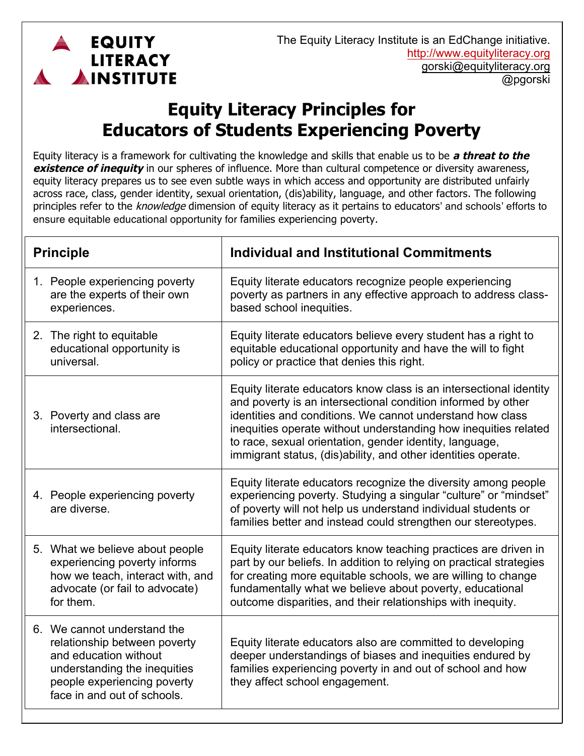**EQUITY LITERACY INSTITUTE**

The Equity Literacy Institute is an EdChange initiative.
http://www.equityliteracy.org
gorski@equityliteracy.org
@pgorski

# Equity Literacy Principles for Educators of Students Experiencing Poverty

Equity literacy is a framework for cultivating the knowledge and skills that enable us to be ***a threat to the existence of inequity*** in our spheres of influence. More than cultural competence or diversity awareness, equity literacy prepares us to see even subtle ways in which access and opportunity are distributed unfairly across race, class, gender identity, sexual orientation, (dis)ability, language, and other factors. The following principles refer to the *knowledge* dimension of equity literacy as it pertains to educators' and schools' efforts to ensure equitable educational opportunity for families experiencing poverty.

| Principle | Individual and Institutional Commitments |
|---|---|
| 1. People experiencing poverty are the experts of their own experiences. | Equity literate educators recognize people experiencing poverty as partners in any effective approach to address class-based school inequities. |
| 2. The right to equitable educational opportunity is universal. | Equity literate educators believe every student has a right to equitable educational opportunity and have the will to fight policy or practice that denies this right. |
| 3. Poverty and class are intersectional. | Equity literate educators know class is an intersectional identity and poverty is an intersectional condition informed by other identities and conditions. We cannot understand how class inequities operate without understanding how inequities related to race, sexual orientation, gender identity, language, immigrant status, (dis)ability, and other identities operate. |
| 4. People experiencing poverty are diverse. | Equity literate educators recognize the diversity among people experiencing poverty. Studying a singular "culture" or "mindset" of poverty will not help us understand individual students or families better and instead could strengthen our stereotypes. |
| 5. What we believe about people experiencing poverty informs how we teach, interact with, and advocate (or fail to advocate) for them. | Equity literate educators know teaching practices are driven in part by our beliefs. In addition to relying on practical strategies for creating more equitable schools, we are willing to change fundamentally what we believe about poverty, educational outcome disparities, and their relationships with inequity. |
| 6. We cannot understand the relationship between poverty and education without understanding the inequities people experiencing poverty face in and out of schools. | Equity literate educators also are committed to developing deeper understandings of biases and inequities endured by families experiencing poverty in and out of school and how they affect school engagement. |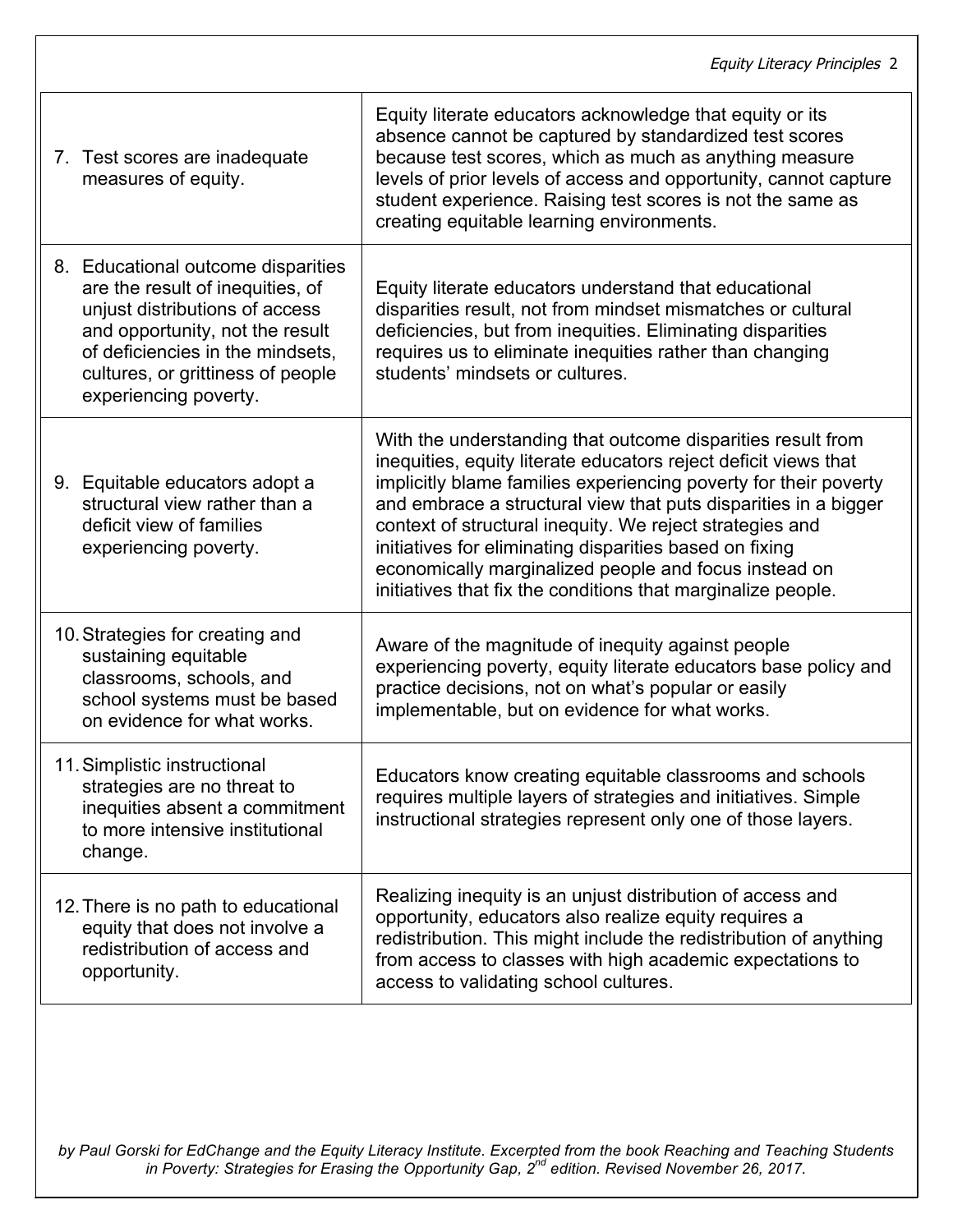| | |
|---|---|
| 7. Test scores are inadequate measures of equity. | Equity literate educators acknowledge that equity or its absence cannot be captured by standardized test scores because test scores, which as much as anything measure levels of prior levels of access and opportunity, cannot capture student experience. Raising test scores is not the same as creating equitable learning environments. |
| 8. Educational outcome disparities are the result of inequities, of unjust distributions of access and opportunity, not the result of deficiencies in the mindsets, cultures, or grittiness of people experiencing poverty. | Equity literate educators understand that educational disparities result, not from mindset mismatches or cultural deficiencies, but from inequities. Eliminating disparities requires us to eliminate inequities rather than changing students' mindsets or cultures. |
| 9. Equitable educators adopt a structural view rather than a deficit view of families experiencing poverty. | With the understanding that outcome disparities result from inequities, equity literate educators reject deficit views that implicitly blame families experiencing poverty for their poverty and embrace a structural view that puts disparities in a bigger context of structural inequity. We reject strategies and initiatives for eliminating disparities based on fixing economically marginalized people and focus instead on initiatives that fix the conditions that marginalize people. |
| 10. Strategies for creating and sustaining equitable classrooms, schools, and school systems must be based on evidence for what works. | Aware of the magnitude of inequity against people experiencing poverty, equity literate educators base policy and practice decisions, not on what's popular or easily implementable, but on evidence for what works. |
| 11. Simplistic instructional strategies are no threat to inequities absent a commitment to more intensive institutional change. | Educators know creating equitable classrooms and schools requires multiple layers of strategies and initiatives. Simple instructional strategies represent only one of those layers. |
| 12. There is no path to educational equity that does not involve a redistribution of access and opportunity. | Realizing inequity is an unjust distribution of access and opportunity, educators also realize equity requires a redistribution. This might include the redistribution of anything from access to classes with high academic expectations to access to validating school cultures. |

*by Paul Gorski for EdChange and the Equity Literacy Institute. Excerpted from the book Reaching and Teaching Students in Poverty: Strategies for Erasing the Opportunity Gap, 2nd edition. Revised November 26, 2017.*